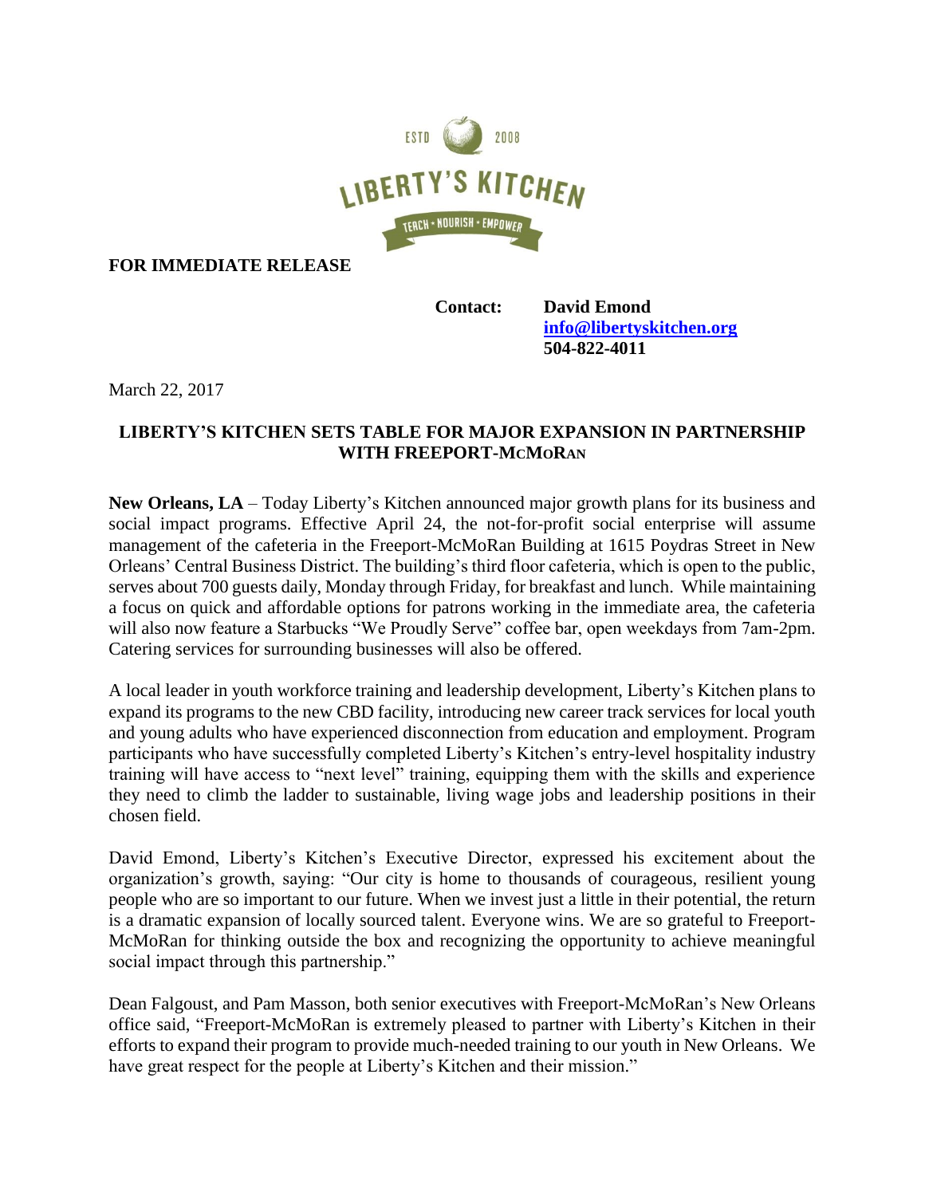ESTD 2008

LIBERTY'S KITCHEN

TEACH • NOURISH • EMPOWER

**FOR IMMEDIATE RELEASE**

**Contact:** **David Emond**
**info@libertyskitchen.org**
**504-822-4011**

March 22, 2017

## LIBERTY'S KITCHEN SETS TABLE FOR MAJOR EXPANSION IN PARTNERSHIP WITH FREEPORT-MCMORAN

**New Orleans, LA** – Today Liberty's Kitchen announced major growth plans for its business and social impact programs. Effective April 24, the not-for-profit social enterprise will assume management of the cafeteria in the Freeport-McMoRan Building at 1615 Poydras Street in New Orleans' Central Business District. The building's third floor cafeteria, which is open to the public, serves about 700 guests daily, Monday through Friday, for breakfast and lunch. While maintaining a focus on quick and affordable options for patrons working in the immediate area, the cafeteria will also now feature a Starbucks "We Proudly Serve" coffee bar, open weekdays from 7am-2pm. Catering services for surrounding businesses will also be offered.

A local leader in youth workforce training and leadership development, Liberty's Kitchen plans to expand its programs to the new CBD facility, introducing new career track services for local youth and young adults who have experienced disconnection from education and employment. Program participants who have successfully completed Liberty's Kitchen's entry-level hospitality industry training will have access to "next level" training, equipping them with the skills and experience they need to climb the ladder to sustainable, living wage jobs and leadership positions in their chosen field.

David Emond, Liberty's Kitchen's Executive Director, expressed his excitement about the organization's growth, saying: "Our city is home to thousands of courageous, resilient young people who are so important to our future. When we invest just a little in their potential, the return is a dramatic expansion of locally sourced talent. Everyone wins. We are so grateful to Freeport-McMoRan for thinking outside the box and recognizing the opportunity to achieve meaningful social impact through this partnership."

Dean Falgoust, and Pam Masson, both senior executives with Freeport-McMoRan's New Orleans office said, "Freeport-McMoRan is extremely pleased to partner with Liberty's Kitchen in their efforts to expand their program to provide much-needed training to our youth in New Orleans. We have great respect for the people at Liberty's Kitchen and their mission."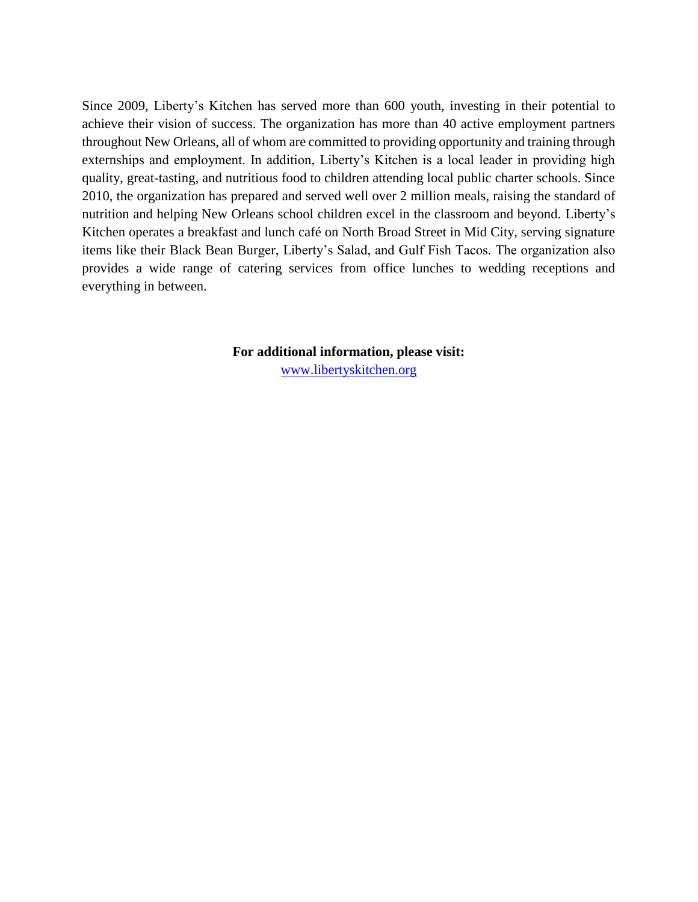Since 2009, Liberty's Kitchen has served more than 600 youth, investing in their potential to achieve their vision of success. The organization has more than 40 active employment partners throughout New Orleans, all of whom are committed to providing opportunity and training through externships and employment. In addition, Liberty's Kitchen is a local leader in providing high quality, great-tasting, and nutritious food to children attending local public charter schools. Since 2010, the organization has prepared and served well over 2 million meals, raising the standard of nutrition and helping New Orleans school children excel in the classroom and beyond. Liberty's Kitchen operates a breakfast and lunch café on North Broad Street in Mid City, serving signature items like their Black Bean Burger, Liberty's Salad, and Gulf Fish Tacos. The organization also provides a wide range of catering services from office lunches to wedding receptions and everything in between.

**For additional information, please visit:**
www.libertyskitchen.org